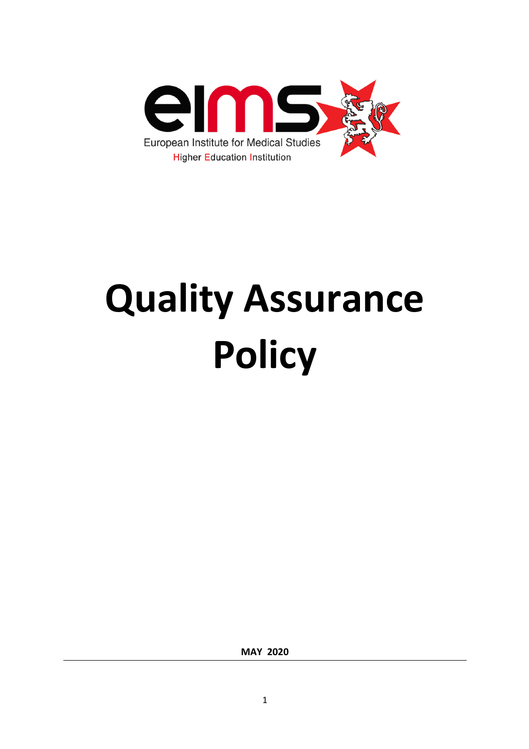European Institute for Medical Studies

Higher Education Institution

# Quality Assurance Policy

**MAY 2020**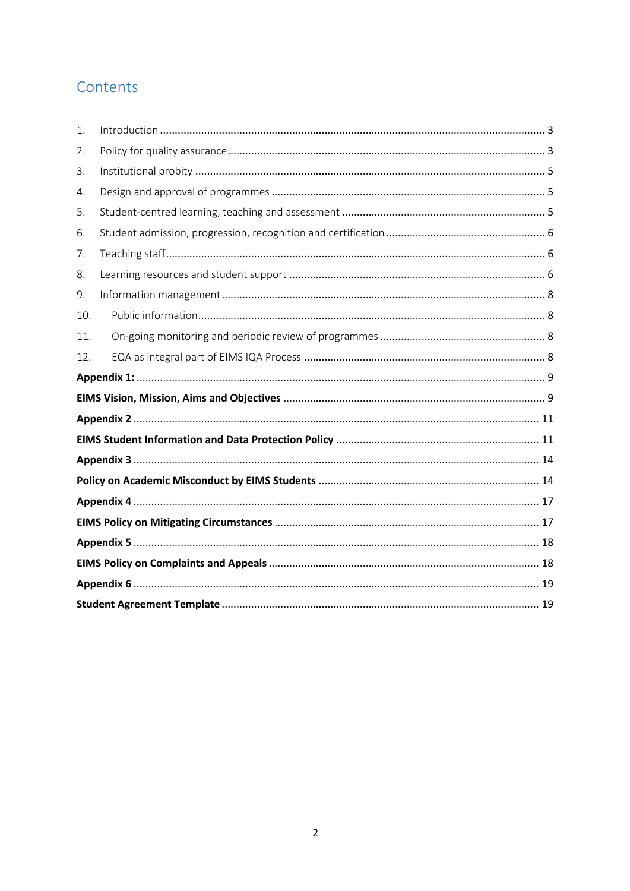## Contents

1. Introduction ........................................................................................................................ 3
2. Policy for quality assurance ................................................................................................ 3
3. Institutional probity ............................................................................................................ 5
4. Design and approval of programmes ................................................................................... 5
5. Student-centred learning, teaching and assessment ........................................................... 5
6. Student admission, progression, recognition and certification ............................................ 6
7. Teaching staff ...................................................................................................................... 6
8. Learning resources and student support ............................................................................ 6
9. Information management ................................................................................................... 8
10. Public information ............................................................................................................ 8
11. On-going monitoring and periodic review of programmes ............................................... 8
12. EQA as integral part of EIMS IQA Process ........................................................................ 8

**Appendix 1:** ........................................................................................................................ 9

**EIMS Vision, Mission, Aims and Objectives** ....................................................................... 9

**Appendix 2** ........................................................................................................................ 11

**EIMS Student Information and Data Protection Policy** .................................................... 11

**Appendix 3** ........................................................................................................................ 14

**Policy on Academic Misconduct by EIMS Students** .......................................................... 14

**Appendix 4** ........................................................................................................................ 17

**EIMS Policy on Mitigating Circumstances** ........................................................................ 17

**Appendix 5** ........................................................................................................................ 18

**EIMS Policy on Complaints and Appeals** .......................................................................... 18

**Appendix 6** ........................................................................................................................ 19

**Student Agreement Template** .......................................................................................... 19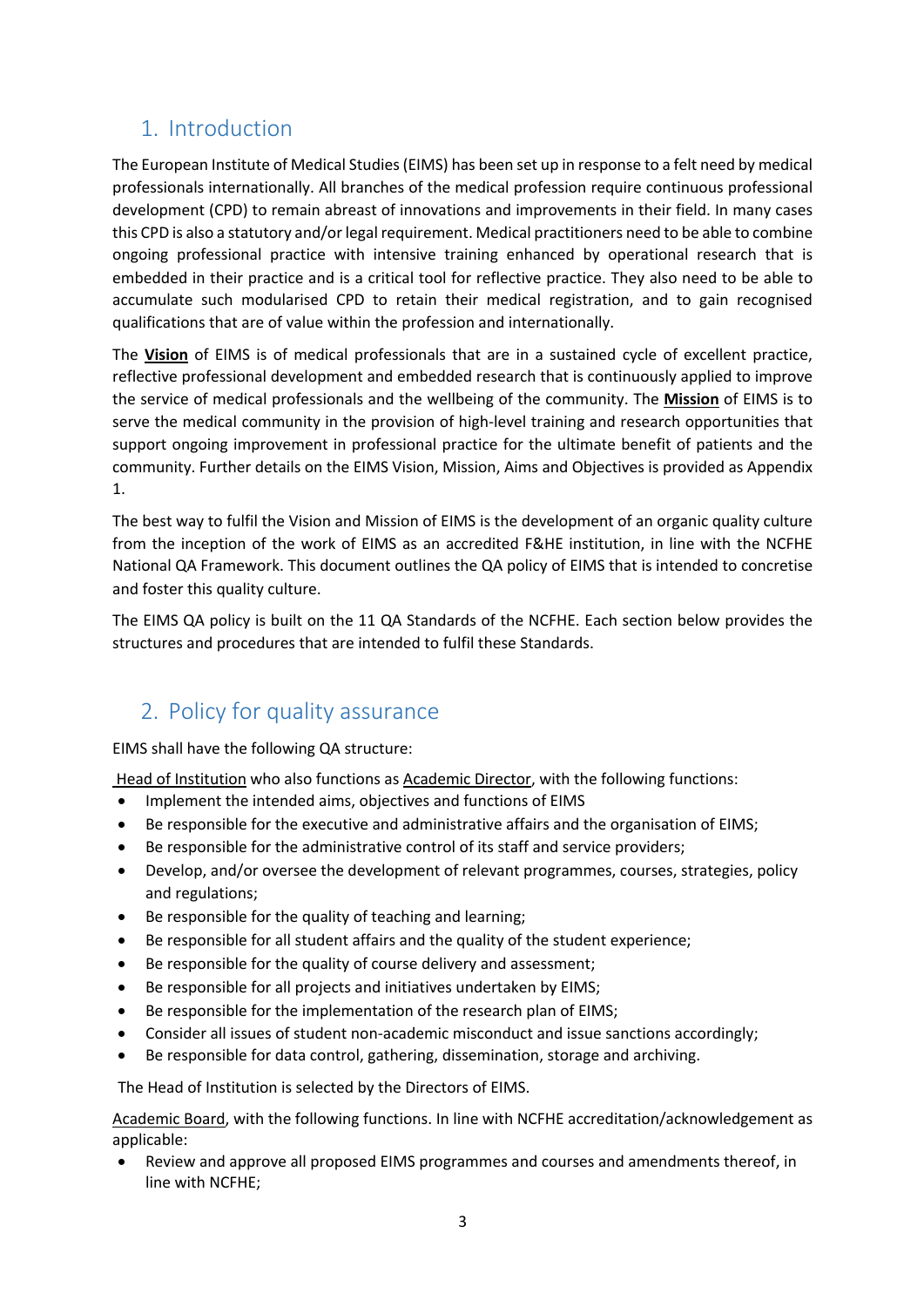## 1. Introduction

The European Institute of Medical Studies (EIMS) has been set up in response to a felt need by medical professionals internationally. All branches of the medical profession require continuous professional development (CPD) to remain abreast of innovations and improvements in their field. In many cases this CPD is also a statutory and/or legal requirement. Medical practitioners need to be able to combine ongoing professional practice with intensive training enhanced by operational research that is embedded in their practice and is a critical tool for reflective practice. They also need to be able to accumulate such modularised CPD to retain their medical registration, and to gain recognised qualifications that are of value within the profession and internationally.

The **Vision** of EIMS is of medical professionals that are in a sustained cycle of excellent practice, reflective professional development and embedded research that is continuously applied to improve the service of medical professionals and the wellbeing of the community. The **Mission** of EIMS is to serve the medical community in the provision of high-level training and research opportunities that support ongoing improvement in professional practice for the ultimate benefit of patients and the community. Further details on the EIMS Vision, Mission, Aims and Objectives is provided as Appendix 1.

The best way to fulfil the Vision and Mission of EIMS is the development of an organic quality culture from the inception of the work of EIMS as an accredited F&HE institution, in line with the NCFHE National QA Framework. This document outlines the QA policy of EIMS that is intended to concretise and foster this quality culture.

The EIMS QA policy is built on the 11 QA Standards of the NCFHE. Each section below provides the structures and procedures that are intended to fulfil these Standards.

## 2. Policy for quality assurance

EIMS shall have the following QA structure:

Head of Institution who also functions as Academic Director, with the following functions:

- Implement the intended aims, objectives and functions of EIMS
- Be responsible for the executive and administrative affairs and the organisation of EIMS;
- Be responsible for the administrative control of its staff and service providers;
- Develop, and/or oversee the development of relevant programmes, courses, strategies, policy and regulations;
- Be responsible for the quality of teaching and learning;
- Be responsible for all student affairs and the quality of the student experience;
- Be responsible for the quality of course delivery and assessment;
- Be responsible for all projects and initiatives undertaken by EIMS;
- Be responsible for the implementation of the research plan of EIMS;
- Consider all issues of student non-academic misconduct and issue sanctions accordingly;
- Be responsible for data control, gathering, dissemination, storage and archiving.

The Head of Institution is selected by the Directors of EIMS.

Academic Board, with the following functions. In line with NCFHE accreditation/acknowledgement as applicable:

- Review and approve all proposed EIMS programmes and courses and amendments thereof, in line with NCFHE;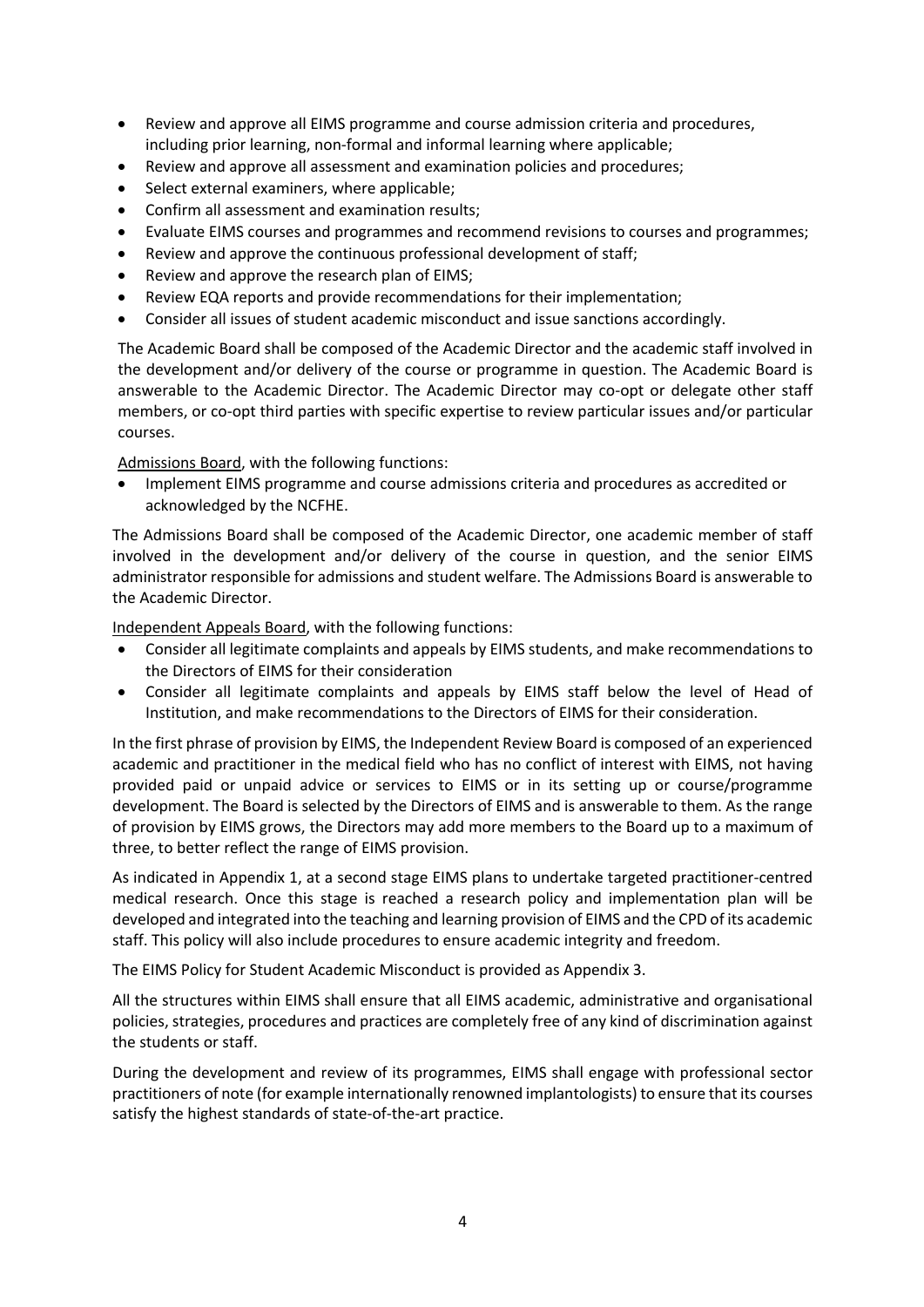- Review and approve all EIMS programme and course admission criteria and procedures, including prior learning, non-formal and informal learning where applicable;
- Review and approve all assessment and examination policies and procedures;
- Select external examiners, where applicable;
- Confirm all assessment and examination results;
- Evaluate EIMS courses and programmes and recommend revisions to courses and programmes;
- Review and approve the continuous professional development of staff;
- Review and approve the research plan of EIMS;
- Review EQA reports and provide recommendations for their implementation;
- Consider all issues of student academic misconduct and issue sanctions accordingly.

The Academic Board shall be composed of the Academic Director and the academic staff involved in the development and/or delivery of the course or programme in question. The Academic Board is answerable to the Academic Director. The Academic Director may co-opt or delegate other staff members, or co-opt third parties with specific expertise to review particular issues and/or particular courses.

Admissions Board, with the following functions:

- Implement EIMS programme and course admissions criteria and procedures as accredited or acknowledged by the NCFHE.

The Admissions Board shall be composed of the Academic Director, one academic member of staff involved in the development and/or delivery of the course in question, and the senior EIMS administrator responsible for admissions and student welfare. The Admissions Board is answerable to the Academic Director.

Independent Appeals Board, with the following functions:

- Consider all legitimate complaints and appeals by EIMS students, and make recommendations to the Directors of EIMS for their consideration
- Consider all legitimate complaints and appeals by EIMS staff below the level of Head of Institution, and make recommendations to the Directors of EIMS for their consideration.

In the first phrase of provision by EIMS, the Independent Review Board is composed of an experienced academic and practitioner in the medical field who has no conflict of interest with EIMS, not having provided paid or unpaid advice or services to EIMS or in its setting up or course/programme development. The Board is selected by the Directors of EIMS and is answerable to them. As the range of provision by EIMS grows, the Directors may add more members to the Board up to a maximum of three, to better reflect the range of EIMS provision.

As indicated in Appendix 1, at a second stage EIMS plans to undertake targeted practitioner-centred medical research. Once this stage is reached a research policy and implementation plan will be developed and integrated into the teaching and learning provision of EIMS and the CPD of its academic staff. This policy will also include procedures to ensure academic integrity and freedom.

The EIMS Policy for Student Academic Misconduct is provided as Appendix 3.

All the structures within EIMS shall ensure that all EIMS academic, administrative and organisational policies, strategies, procedures and practices are completely free of any kind of discrimination against the students or staff.

During the development and review of its programmes, EIMS shall engage with professional sector practitioners of note (for example internationally renowned implantologists) to ensure that its courses satisfy the highest standards of state-of-the-art practice.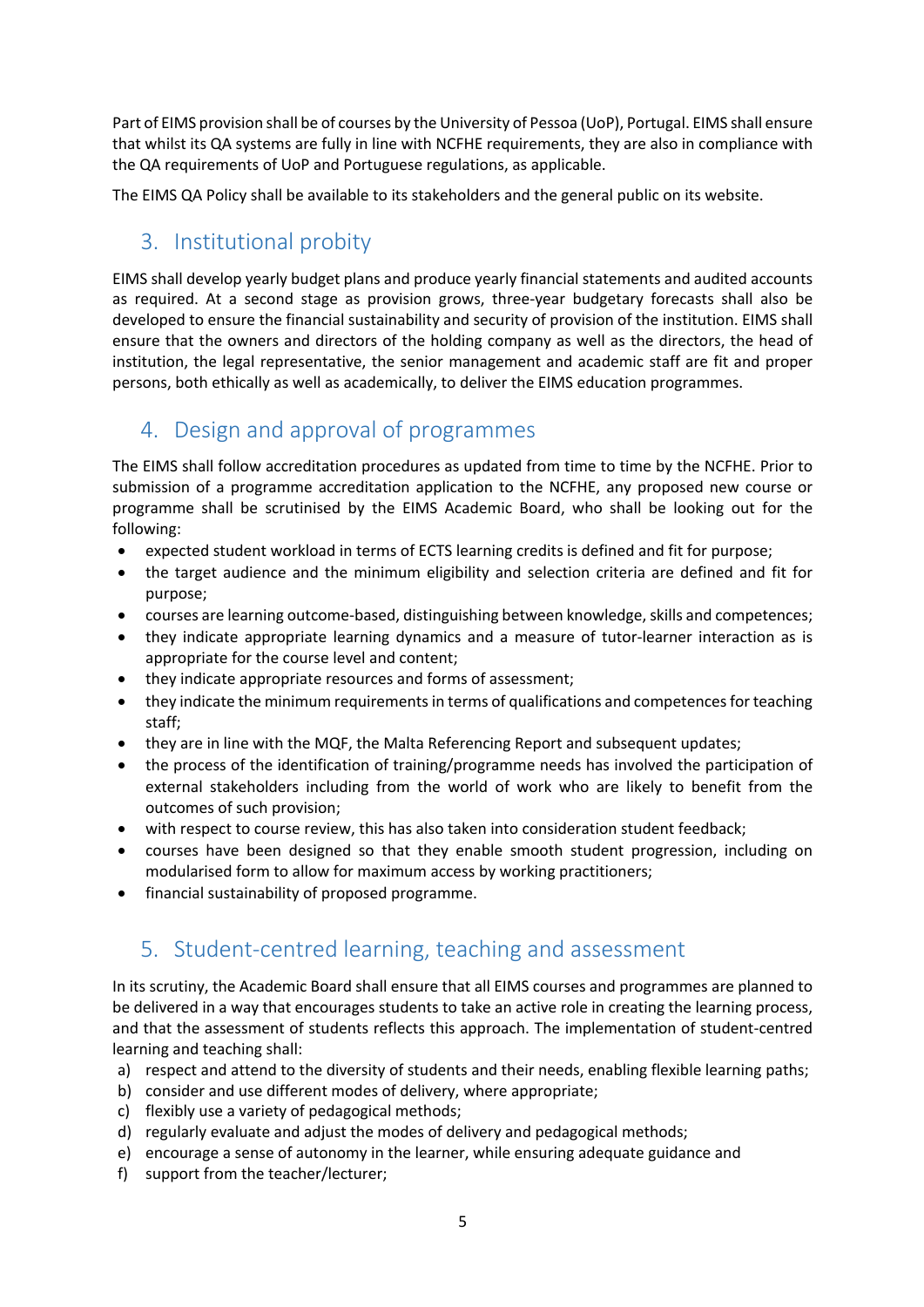Part of EIMS provision shall be of courses by the University of Pessoa (UoP), Portugal. EIMS shall ensure that whilst its QA systems are fully in line with NCFHE requirements, they are also in compliance with the QA requirements of UoP and Portuguese regulations, as applicable.

The EIMS QA Policy shall be available to its stakeholders and the general public on its website.

## 3. Institutional probity

EIMS shall develop yearly budget plans and produce yearly financial statements and audited accounts as required. At a second stage as provision grows, three-year budgetary forecasts shall also be developed to ensure the financial sustainability and security of provision of the institution. EIMS shall ensure that the owners and directors of the holding company as well as the directors, the head of institution, the legal representative, the senior management and academic staff are fit and proper persons, both ethically as well as academically, to deliver the EIMS education programmes.

## 4. Design and approval of programmes

The EIMS shall follow accreditation procedures as updated from time to time by the NCFHE. Prior to submission of a programme accreditation application to the NCFHE, any proposed new course or programme shall be scrutinised by the EIMS Academic Board, who shall be looking out for the following:

- expected student workload in terms of ECTS learning credits is defined and fit for purpose;
- the target audience and the minimum eligibility and selection criteria are defined and fit for purpose;
- courses are learning outcome-based, distinguishing between knowledge, skills and competences;
- they indicate appropriate learning dynamics and a measure of tutor-learner interaction as is appropriate for the course level and content;
- they indicate appropriate resources and forms of assessment;
- they indicate the minimum requirements in terms of qualifications and competences for teaching staff;
- they are in line with the MQF, the Malta Referencing Report and subsequent updates;
- the process of the identification of training/programme needs has involved the participation of external stakeholders including from the world of work who are likely to benefit from the outcomes of such provision;
- with respect to course review, this has also taken into consideration student feedback;
- courses have been designed so that they enable smooth student progression, including on modularised form to allow for maximum access by working practitioners;
- financial sustainability of proposed programme.

## 5. Student-centred learning, teaching and assessment

In its scrutiny, the Academic Board shall ensure that all EIMS courses and programmes are planned to be delivered in a way that encourages students to take an active role in creating the learning process, and that the assessment of students reflects this approach. The implementation of student-centred learning and teaching shall:

a) respect and attend to the diversity of students and their needs, enabling flexible learning paths;
b) consider and use different modes of delivery, where appropriate;
c) flexibly use a variety of pedagogical methods;
d) regularly evaluate and adjust the modes of delivery and pedagogical methods;
e) encourage a sense of autonomy in the learner, while ensuring adequate guidance and
f) support from the teacher/lecturer;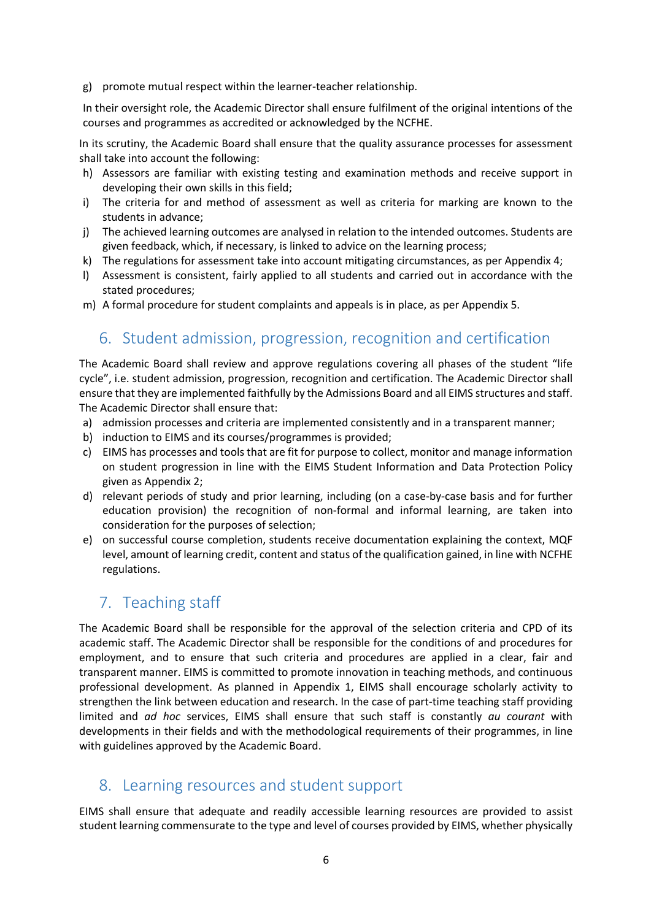g) promote mutual respect within the learner-teacher relationship.

In their oversight role, the Academic Director shall ensure fulfilment of the original intentions of the courses and programmes as accredited or acknowledged by the NCFHE.

In its scrutiny, the Academic Board shall ensure that the quality assurance processes for assessment shall take into account the following:

h) Assessors are familiar with existing testing and examination methods and receive support in developing their own skills in this field;
i) The criteria for and method of assessment as well as criteria for marking are known to the students in advance;
j) The achieved learning outcomes are analysed in relation to the intended outcomes. Students are given feedback, which, if necessary, is linked to advice on the learning process;
k) The regulations for assessment take into account mitigating circumstances, as per Appendix 4;
l) Assessment is consistent, fairly applied to all students and carried out in accordance with the stated procedures;
m) A formal procedure for student complaints and appeals is in place, as per Appendix 5.

## 6. Student admission, progression, recognition and certification

The Academic Board shall review and approve regulations covering all phases of the student "life cycle", i.e. student admission, progression, recognition and certification. The Academic Director shall ensure that they are implemented faithfully by the Admissions Board and all EIMS structures and staff. The Academic Director shall ensure that:

a) admission processes and criteria are implemented consistently and in a transparent manner;
b) induction to EIMS and its courses/programmes is provided;
c) EIMS has processes and tools that are fit for purpose to collect, monitor and manage information on student progression in line with the EIMS Student Information and Data Protection Policy given as Appendix 2;
d) relevant periods of study and prior learning, including (on a case-by-case basis and for further education provision) the recognition of non-formal and informal learning, are taken into consideration for the purposes of selection;
e) on successful course completion, students receive documentation explaining the context, MQF level, amount of learning credit, content and status of the qualification gained, in line with NCFHE regulations.

## 7. Teaching staff

The Academic Board shall be responsible for the approval of the selection criteria and CPD of its academic staff. The Academic Director shall be responsible for the conditions of and procedures for employment, and to ensure that such criteria and procedures are applied in a clear, fair and transparent manner. EIMS is committed to promote innovation in teaching methods, and continuous professional development. As planned in Appendix 1, EIMS shall encourage scholarly activity to strengthen the link between education and research. In the case of part-time teaching staff providing limited and *ad hoc* services, EIMS shall ensure that such staff is constantly *au courant* with developments in their fields and with the methodological requirements of their programmes, in line with guidelines approved by the Academic Board.

## 8. Learning resources and student support

EIMS shall ensure that adequate and readily accessible learning resources are provided to assist student learning commensurate to the type and level of courses provided by EIMS, whether physically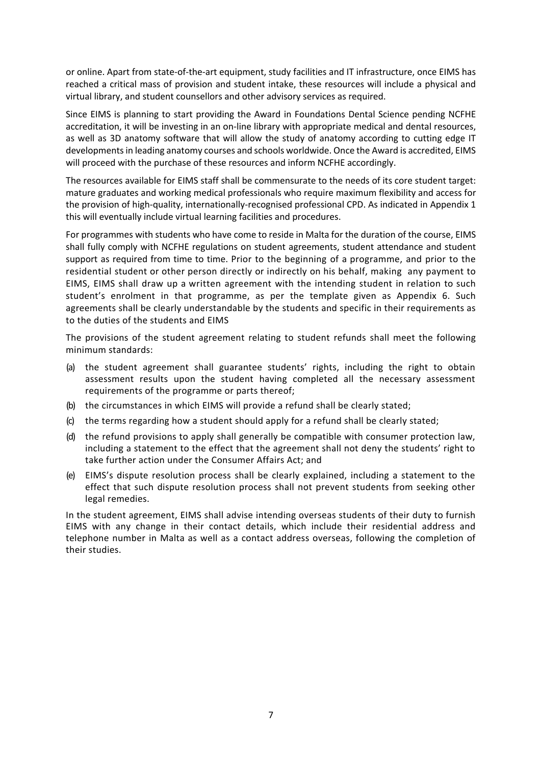or online. Apart from state-of-the-art equipment, study facilities and IT infrastructure, once EIMS has reached a critical mass of provision and student intake, these resources will include a physical and virtual library, and student counsellors and other advisory services as required.

Since EIMS is planning to start providing the Award in Foundations Dental Science pending NCFHE accreditation, it will be investing in an on-line library with appropriate medical and dental resources, as well as 3D anatomy software that will allow the study of anatomy according to cutting edge IT developments in leading anatomy courses and schools worldwide. Once the Award is accredited, EIMS will proceed with the purchase of these resources and inform NCFHE accordingly.

The resources available for EIMS staff shall be commensurate to the needs of its core student target: mature graduates and working medical professionals who require maximum flexibility and access for the provision of high-quality, internationally-recognised professional CPD. As indicated in Appendix 1 this will eventually include virtual learning facilities and procedures.

For programmes with students who have come to reside in Malta for the duration of the course, EIMS shall fully comply with NCFHE regulations on student agreements, student attendance and student support as required from time to time. Prior to the beginning of a programme, and prior to the residential student or other person directly or indirectly on his behalf, making any payment to EIMS, EIMS shall draw up a written agreement with the intending student in relation to such student's enrolment in that programme, as per the template given as Appendix 6. Such agreements shall be clearly understandable by the students and specific in their requirements as to the duties of the students and EIMS

The provisions of the student agreement relating to student refunds shall meet the following minimum standards:

(a) the student agreement shall guarantee students' rights, including the right to obtain assessment results upon the student having completed all the necessary assessment requirements of the programme or parts thereof;
(b) the circumstances in which EIMS will provide a refund shall be clearly stated;
(c) the terms regarding how a student should apply for a refund shall be clearly stated;
(d) the refund provisions to apply shall generally be compatible with consumer protection law, including a statement to the effect that the agreement shall not deny the students' right to take further action under the Consumer Affairs Act; and
(e) EIMS's dispute resolution process shall be clearly explained, including a statement to the effect that such dispute resolution process shall not prevent students from seeking other legal remedies.

In the student agreement, EIMS shall advise intending overseas students of their duty to furnish EIMS with any change in their contact details, which include their residential address and telephone number in Malta as well as a contact address overseas, following the completion of their studies.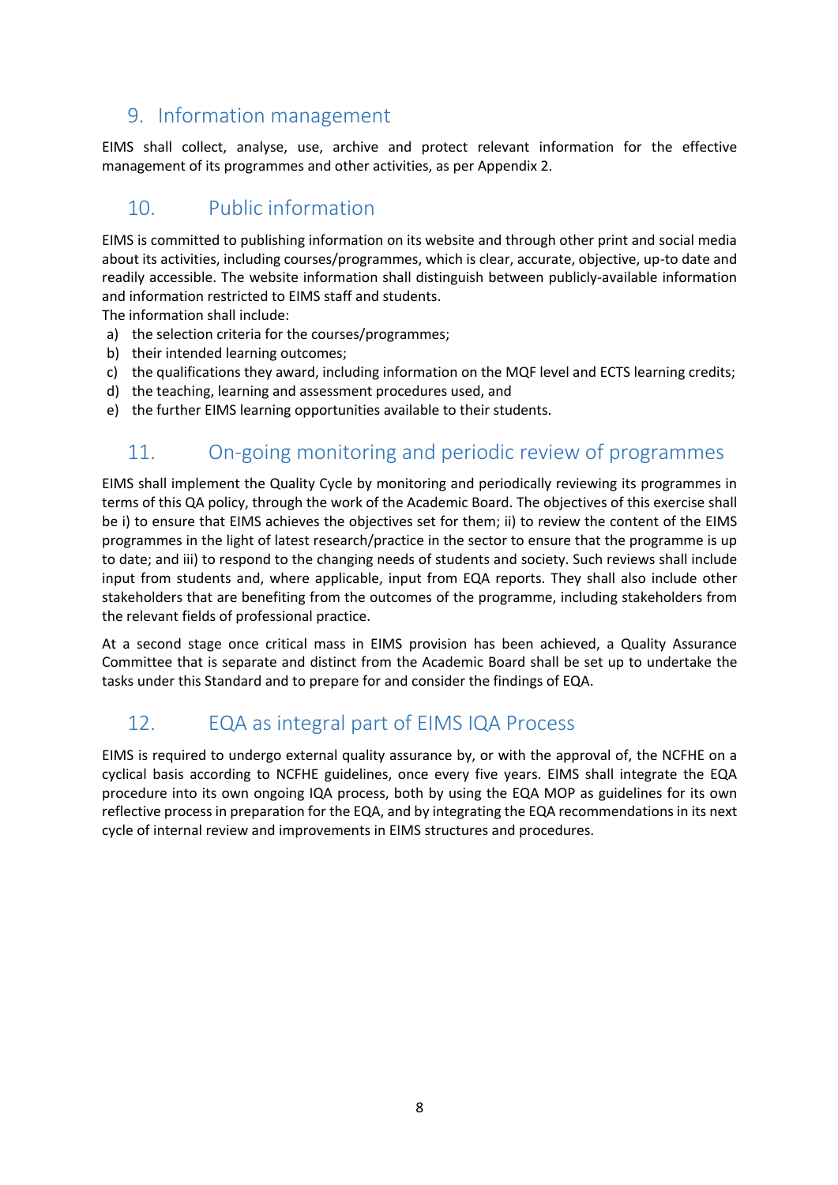## 9. Information management

EIMS shall collect, analyse, use, archive and protect relevant information for the effective management of its programmes and other activities, as per Appendix 2.

## 10. Public information

EIMS is committed to publishing information on its website and through other print and social media about its activities, including courses/programmes, which is clear, accurate, objective, up-to date and readily accessible. The website information shall distinguish between publicly-available information and information restricted to EIMS staff and students.

The information shall include:

a) the selection criteria for the courses/programmes;
b) their intended learning outcomes;
c) the qualifications they award, including information on the MQF level and ECTS learning credits;
d) the teaching, learning and assessment procedures used, and
e) the further EIMS learning opportunities available to their students.

## 11. On-going monitoring and periodic review of programmes

EIMS shall implement the Quality Cycle by monitoring and periodically reviewing its programmes in terms of this QA policy, through the work of the Academic Board. The objectives of this exercise shall be i) to ensure that EIMS achieves the objectives set for them; ii) to review the content of the EIMS programmes in the light of latest research/practice in the sector to ensure that the programme is up to date; and iii) to respond to the changing needs of students and society. Such reviews shall include input from students and, where applicable, input from EQA reports. They shall also include other stakeholders that are benefiting from the outcomes of the programme, including stakeholders from the relevant fields of professional practice.

At a second stage once critical mass in EIMS provision has been achieved, a Quality Assurance Committee that is separate and distinct from the Academic Board shall be set up to undertake the tasks under this Standard and to prepare for and consider the findings of EQA.

## 12. EQA as integral part of EIMS IQA Process

EIMS is required to undergo external quality assurance by, or with the approval of, the NCFHE on a cyclical basis according to NCFHE guidelines, once every five years. EIMS shall integrate the EQA procedure into its own ongoing IQA process, both by using the EQA MOP as guidelines for its own reflective process in preparation for the EQA, and by integrating the EQA recommendations in its next cycle of internal review and improvements in EIMS structures and procedures.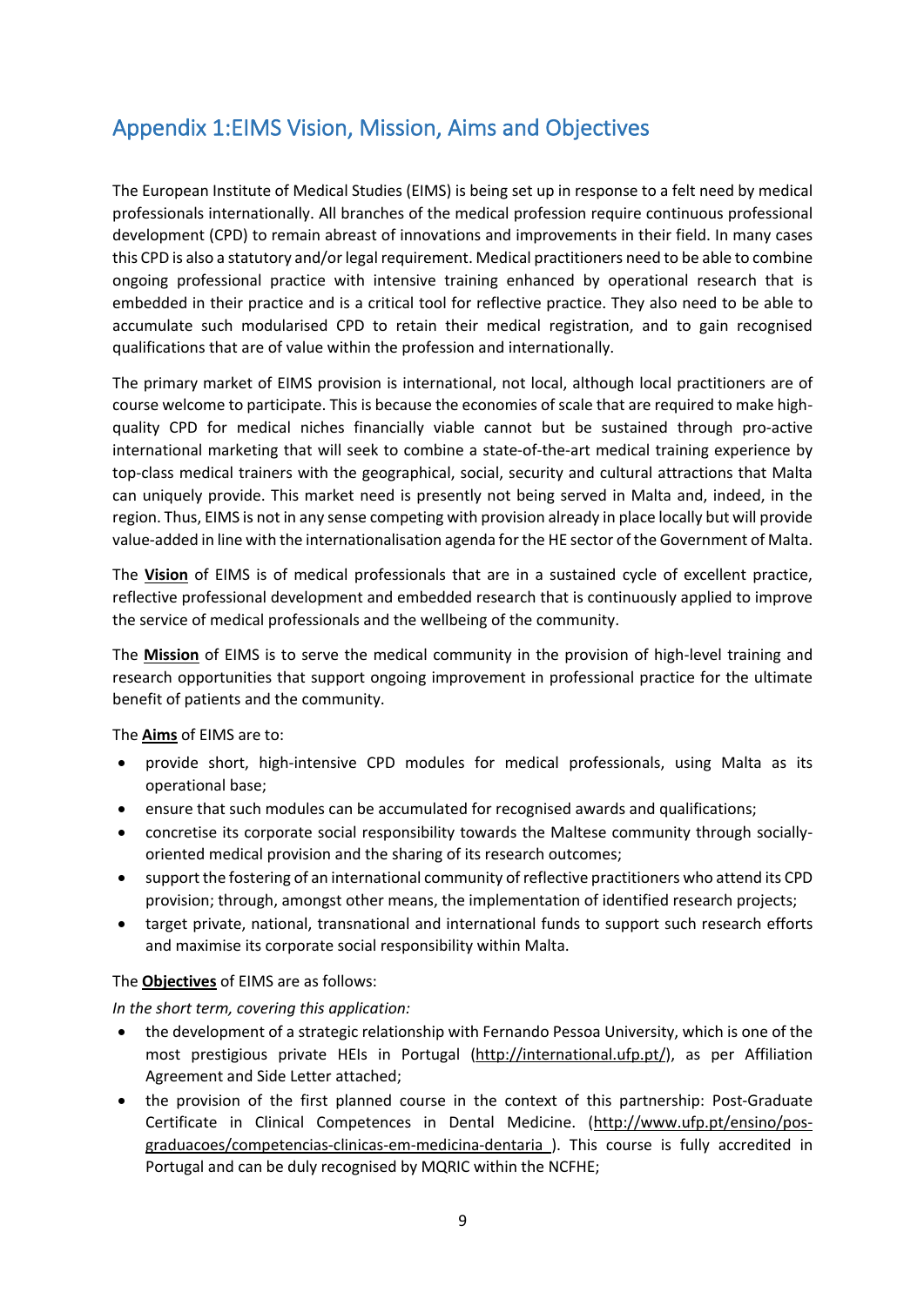## Appendix 1:EIMS Vision, Mission, Aims and Objectives

The European Institute of Medical Studies (EIMS) is being set up in response to a felt need by medical professionals internationally. All branches of the medical profession require continuous professional development (CPD) to remain abreast of innovations and improvements in their field. In many cases this CPD is also a statutory and/or legal requirement. Medical practitioners need to be able to combine ongoing professional practice with intensive training enhanced by operational research that is embedded in their practice and is a critical tool for reflective practice. They also need to be able to accumulate such modularised CPD to retain their medical registration, and to gain recognised qualifications that are of value within the profession and internationally.

The primary market of EIMS provision is international, not local, although local practitioners are of course welcome to participate. This is because the economies of scale that are required to make high-quality CPD for medical niches financially viable cannot but be sustained through pro-active international marketing that will seek to combine a state-of-the-art medical training experience by top-class medical trainers with the geographical, social, security and cultural attractions that Malta can uniquely provide. This market need is presently not being served in Malta and, indeed, in the region. Thus, EIMS is not in any sense competing with provision already in place locally but will provide value-added in line with the internationalisation agenda for the HE sector of the Government of Malta.

The **Vision** of EIMS is of medical professionals that are in a sustained cycle of excellent practice, reflective professional development and embedded research that is continuously applied to improve the service of medical professionals and the wellbeing of the community.

The **Mission** of EIMS is to serve the medical community in the provision of high-level training and research opportunities that support ongoing improvement in professional practice for the ultimate benefit of patients and the community.

The **Aims** of EIMS are to:

- provide short, high-intensive CPD modules for medical professionals, using Malta as its operational base;
- ensure that such modules can be accumulated for recognised awards and qualifications;
- concretise its corporate social responsibility towards the Maltese community through socially-oriented medical provision and the sharing of its research outcomes;
- support the fostering of an international community of reflective practitioners who attend its CPD provision; through, amongst other means, the implementation of identified research projects;
- target private, national, transnational and international funds to support such research efforts and maximise its corporate social responsibility within Malta.

The **Objectives** of EIMS are as follows:

*In the short term, covering this application:*

- the development of a strategic relationship with Fernando Pessoa University, which is one of the most prestigious private HEIs in Portugal (http://international.ufp.pt/), as per Affiliation Agreement and Side Letter attached;
- the provision of the first planned course in the context of this partnership: Post-Graduate Certificate in Clinical Competences in Dental Medicine. (http://www.ufp.pt/ensino/pos-graduacoes/competencias-clinicas-em-medicina-dentaria ). This course is fully accredited in Portugal and can be duly recognised by MQRIC within the NCFHE;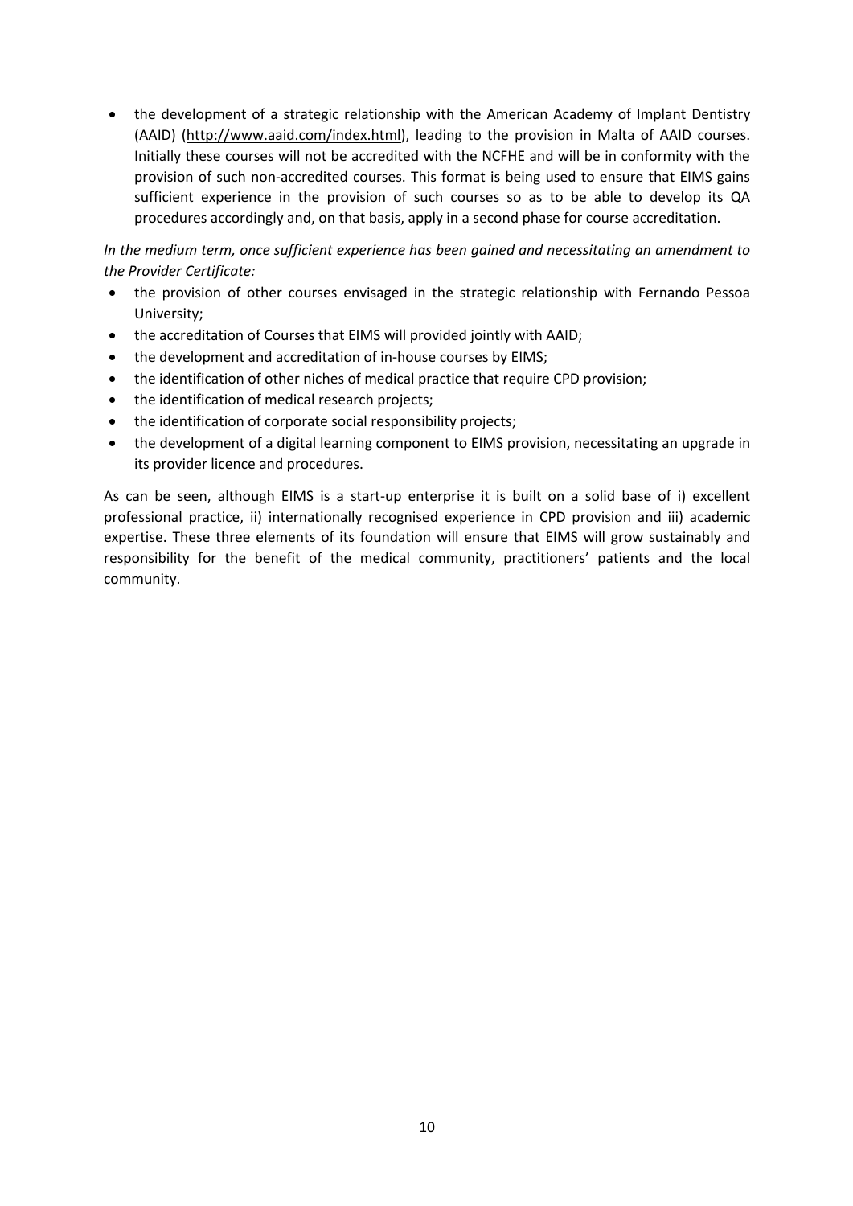- the development of a strategic relationship with the American Academy of Implant Dentistry (AAID) (http://www.aaid.com/index.html), leading to the provision in Malta of AAID courses. Initially these courses will not be accredited with the NCFHE and will be in conformity with the provision of such non-accredited courses. This format is being used to ensure that EIMS gains sufficient experience in the provision of such courses so as to be able to develop its QA procedures accordingly and, on that basis, apply in a second phase for course accreditation.

*In the medium term, once sufficient experience has been gained and necessitating an amendment to the Provider Certificate:*

- the provision of other courses envisaged in the strategic relationship with Fernando Pessoa University;
- the accreditation of Courses that EIMS will provided jointly with AAID;
- the development and accreditation of in-house courses by EIMS;
- the identification of other niches of medical practice that require CPD provision;
- the identification of medical research projects;
- the identification of corporate social responsibility projects;
- the development of a digital learning component to EIMS provision, necessitating an upgrade in its provider licence and procedures.

As can be seen, although EIMS is a start-up enterprise it is built on a solid base of i) excellent professional practice, ii) internationally recognised experience in CPD provision and iii) academic expertise. These three elements of its foundation will ensure that EIMS will grow sustainably and responsibility for the benefit of the medical community, practitioners' patients and the local community.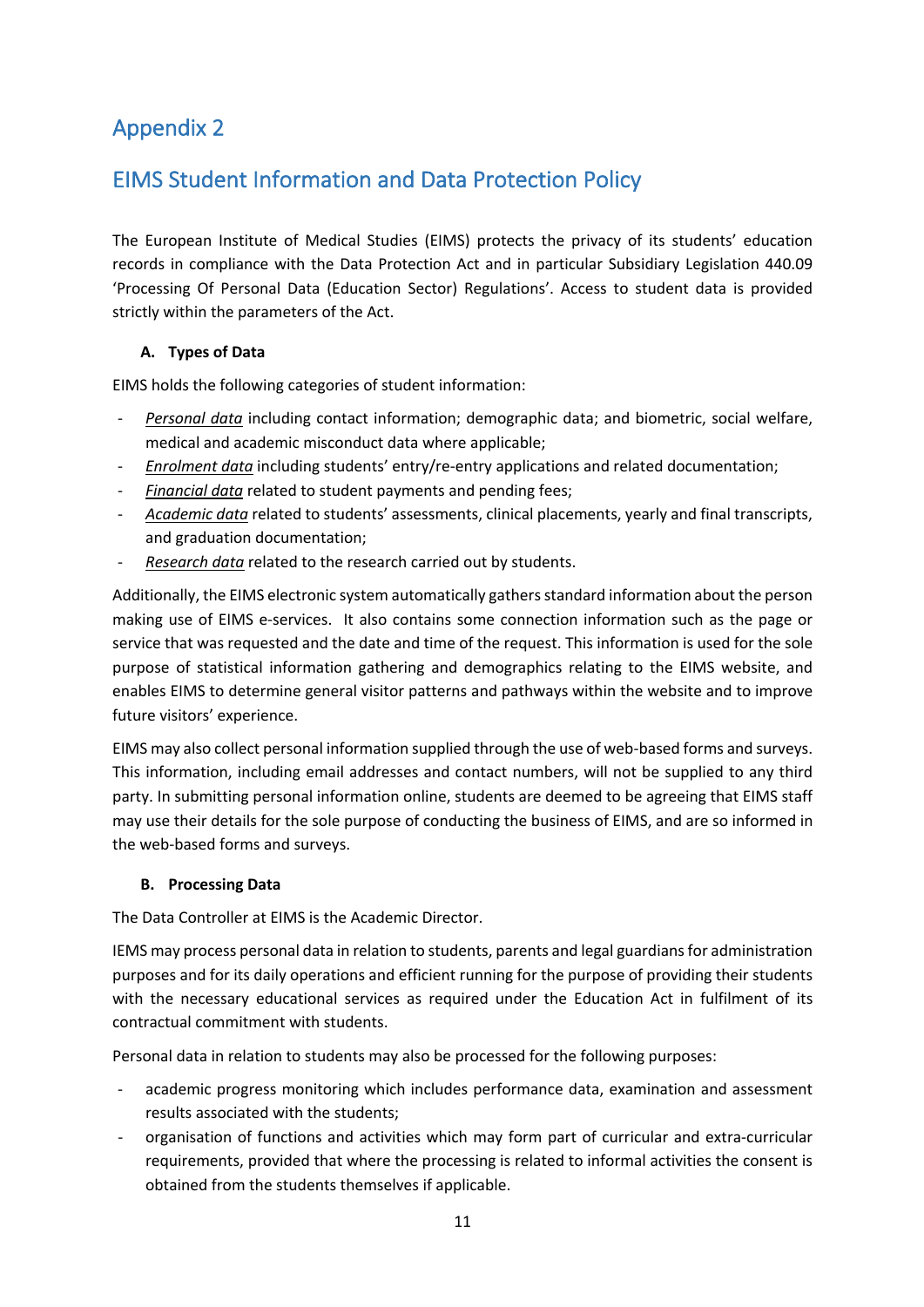# Appendix 2

## EIMS Student Information and Data Protection Policy

The European Institute of Medical Studies (EIMS) protects the privacy of its students' education records in compliance with the Data Protection Act and in particular Subsidiary Legislation 440.09 'Processing Of Personal Data (Education Sector) Regulations'. Access to student data is provided strictly within the parameters of the Act.

**A. Types of Data**

EIMS holds the following categories of student information:

- *Personal data* including contact information; demographic data; and biometric, social welfare, medical and academic misconduct data where applicable;
- *Enrolment data* including students' entry/re-entry applications and related documentation;
- *Financial data* related to student payments and pending fees;
- *Academic data* related to students' assessments, clinical placements, yearly and final transcripts, and graduation documentation;
- *Research data* related to the research carried out by students.

Additionally, the EIMS electronic system automatically gathers standard information about the person making use of EIMS e-services. It also contains some connection information such as the page or service that was requested and the date and time of the request. This information is used for the sole purpose of statistical information gathering and demographics relating to the EIMS website, and enables EIMS to determine general visitor patterns and pathways within the website and to improve future visitors' experience.

EIMS may also collect personal information supplied through the use of web-based forms and surveys. This information, including email addresses and contact numbers, will not be supplied to any third party. In submitting personal information online, students are deemed to be agreeing that EIMS staff may use their details for the sole purpose of conducting the business of EIMS, and are so informed in the web-based forms and surveys.

**B. Processing Data**

The Data Controller at EIMS is the Academic Director.

IEMS may process personal data in relation to students, parents and legal guardians for administration purposes and for its daily operations and efficient running for the purpose of providing their students with the necessary educational services as required under the Education Act in fulfilment of its contractual commitment with students.

Personal data in relation to students may also be processed for the following purposes:

- academic progress monitoring which includes performance data, examination and assessment results associated with the students;
- organisation of functions and activities which may form part of curricular and extra-curricular requirements, provided that where the processing is related to informal activities the consent is obtained from the students themselves if applicable.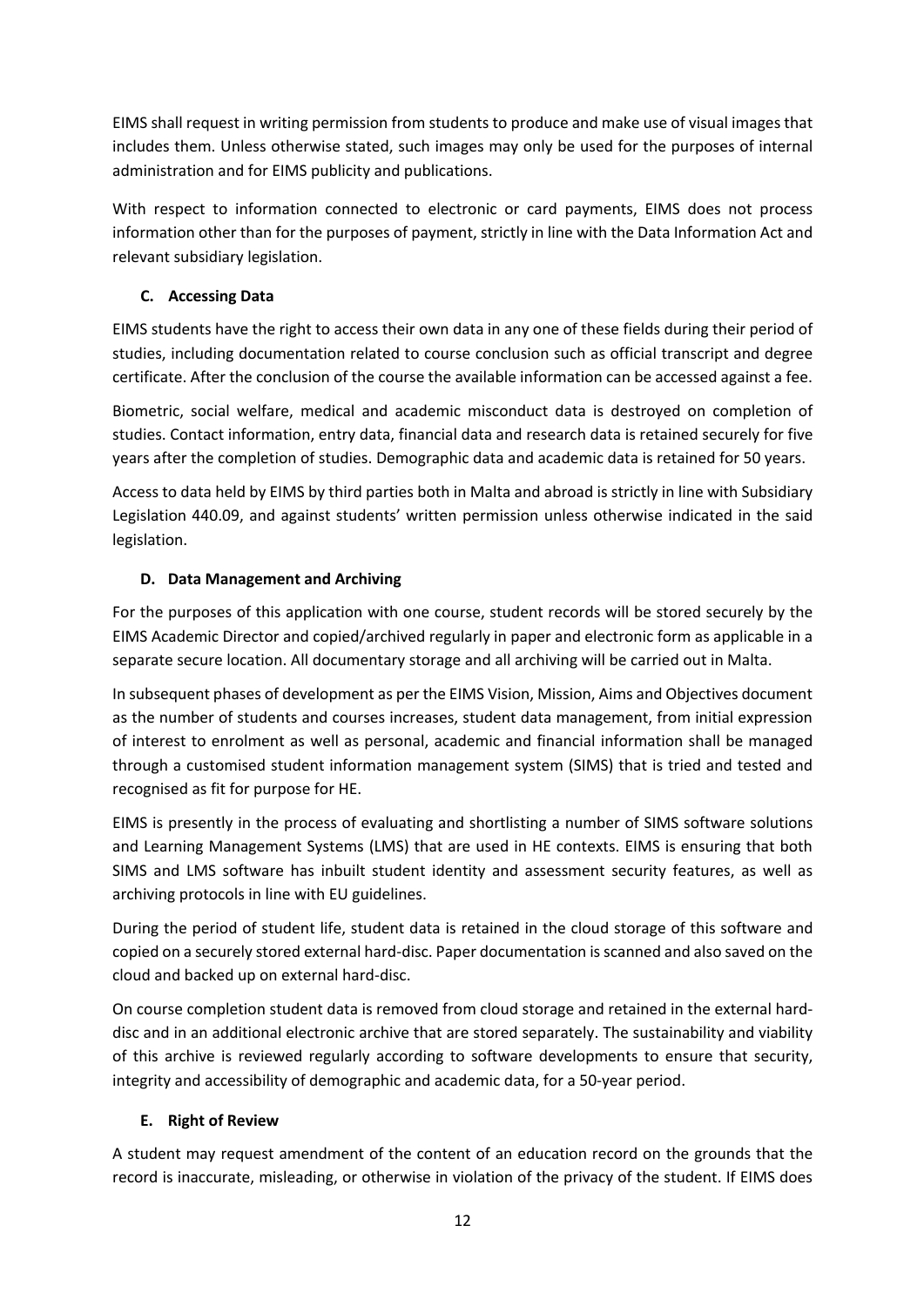EIMS shall request in writing permission from students to produce and make use of visual images that includes them. Unless otherwise stated, such images may only be used for the purposes of internal administration and for EIMS publicity and publications.

With respect to information connected to electronic or card payments, EIMS does not process information other than for the purposes of payment, strictly in line with the Data Information Act and relevant subsidiary legislation.

#### C. Accessing Data

EIMS students have the right to access their own data in any one of these fields during their period of studies, including documentation related to course conclusion such as official transcript and degree certificate. After the conclusion of the course the available information can be accessed against a fee.

Biometric, social welfare, medical and academic misconduct data is destroyed on completion of studies. Contact information, entry data, financial data and research data is retained securely for five years after the completion of studies. Demographic data and academic data is retained for 50 years.

Access to data held by EIMS by third parties both in Malta and abroad is strictly in line with Subsidiary Legislation 440.09, and against students' written permission unless otherwise indicated in the said legislation.

#### D. Data Management and Archiving

For the purposes of this application with one course, student records will be stored securely by the EIMS Academic Director and copied/archived regularly in paper and electronic form as applicable in a separate secure location. All documentary storage and all archiving will be carried out in Malta.

In subsequent phases of development as per the EIMS Vision, Mission, Aims and Objectives document as the number of students and courses increases, student data management, from initial expression of interest to enrolment as well as personal, academic and financial information shall be managed through a customised student information management system (SIMS) that is tried and tested and recognised as fit for purpose for HE.

EIMS is presently in the process of evaluating and shortlisting a number of SIMS software solutions and Learning Management Systems (LMS) that are used in HE contexts. EIMS is ensuring that both SIMS and LMS software has inbuilt student identity and assessment security features, as well as archiving protocols in line with EU guidelines.

During the period of student life, student data is retained in the cloud storage of this software and copied on a securely stored external hard-disc. Paper documentation is scanned and also saved on the cloud and backed up on external hard-disc.

On course completion student data is removed from cloud storage and retained in the external hard-disc and in an additional electronic archive that are stored separately. The sustainability and viability of this archive is reviewed regularly according to software developments to ensure that security, integrity and accessibility of demographic and academic data, for a 50-year period.

#### E. Right of Review

A student may request amendment of the content of an education record on the grounds that the record is inaccurate, misleading, or otherwise in violation of the privacy of the student. If EIMS does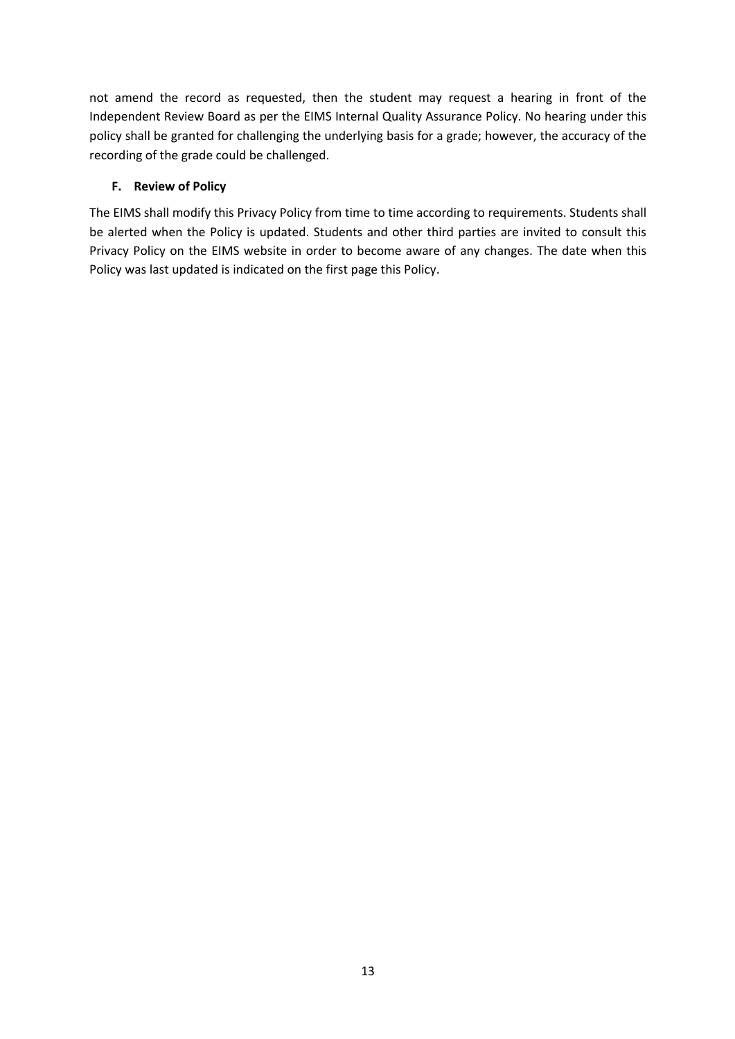not amend the record as requested, then the student may request a hearing in front of the Independent Review Board as per the EIMS Internal Quality Assurance Policy. No hearing under this policy shall be granted for challenging the underlying basis for a grade; however, the accuracy of the recording of the grade could be challenged.

### F. Review of Policy

The EIMS shall modify this Privacy Policy from time to time according to requirements. Students shall be alerted when the Policy is updated. Students and other third parties are invited to consult this Privacy Policy on the EIMS website in order to become aware of any changes. The date when this Policy was last updated is indicated on the first page this Policy.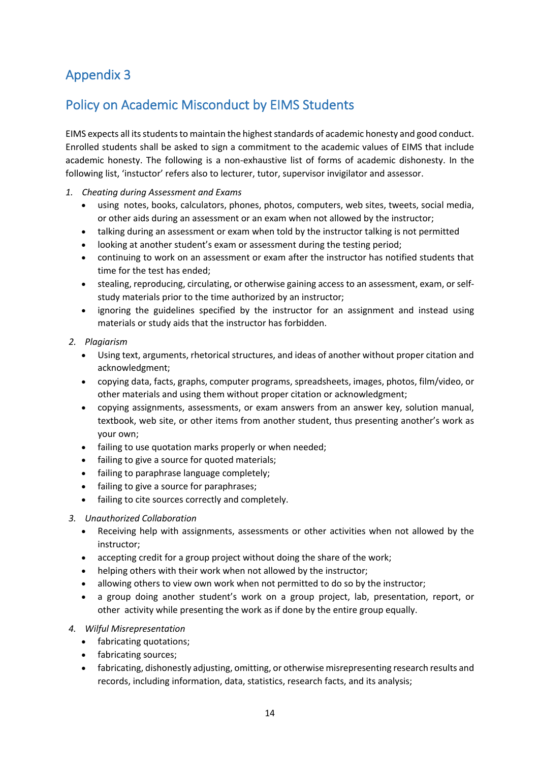## Appendix 3

## Policy on Academic Misconduct by EIMS Students

EIMS expects all its students to maintain the highest standards of academic honesty and good conduct. Enrolled students shall be asked to sign a commitment to the academic values of EIMS that include academic honesty. The following is a non-exhaustive list of forms of academic dishonesty. In the following list, 'instuctor' refers also to lecturer, tutor, supervisor invigilator and assessor.

1. *Cheating during Assessment and Exams*
   - using notes, books, calculators, phones, photos, computers, web sites, tweets, social media, or other aids during an assessment or an exam when not allowed by the instructor;
   - talking during an assessment or exam when told by the instructor talking is not permitted
   - looking at another student's exam or assessment during the testing period;
   - continuing to work on an assessment or exam after the instructor has notified students that time for the test has ended;
   - stealing, reproducing, circulating, or otherwise gaining access to an assessment, exam, or self-study materials prior to the time authorized by an instructor;
   - ignoring the guidelines specified by the instructor for an assignment and instead using materials or study aids that the instructor has forbidden.
2. *Plagiarism*
   - Using text, arguments, rhetorical structures, and ideas of another without proper citation and acknowledgment;
   - copying data, facts, graphs, computer programs, spreadsheets, images, photos, film/video, or other materials and using them without proper citation or acknowledgment;
   - copying assignments, assessments, or exam answers from an answer key, solution manual, textbook, web site, or other items from another student, thus presenting another's work as your own;
   - failing to use quotation marks properly or when needed;
   - failing to give a source for quoted materials;
   - failing to paraphrase language completely;
   - failing to give a source for paraphrases;
   - failing to cite sources correctly and completely.
3. *Unauthorized Collaboration*
   - Receiving help with assignments, assessments or other activities when not allowed by the instructor;
   - accepting credit for a group project without doing the share of the work;
   - helping others with their work when not allowed by the instructor;
   - allowing others to view own work when not permitted to do so by the instructor;
   - a group doing another student's work on a group project, lab, presentation, report, or other activity while presenting the work as if done by the entire group equally.
4. *Wilful Misrepresentation*
   - fabricating quotations;
   - fabricating sources;
   - fabricating, dishonestly adjusting, omitting, or otherwise misrepresenting research results and records, including information, data, statistics, research facts, and its analysis;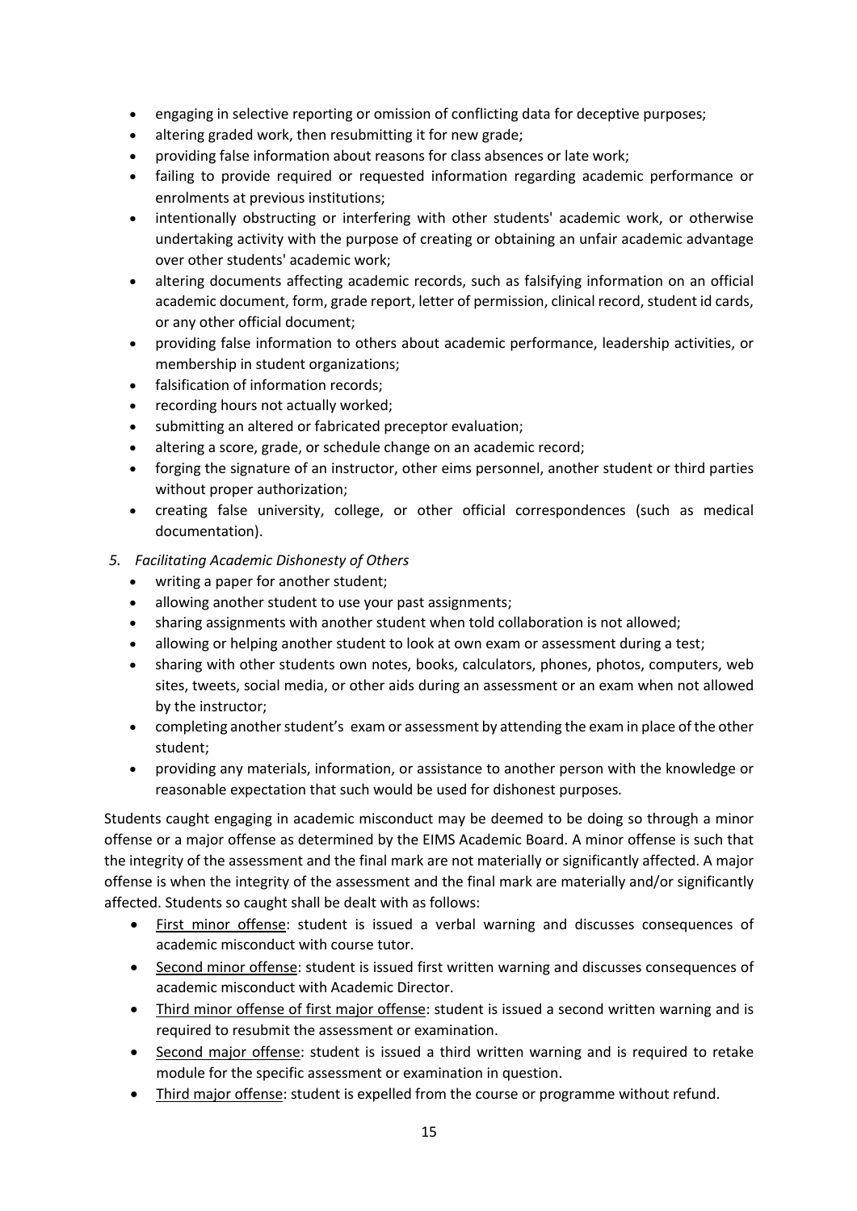- engaging in selective reporting or omission of conflicting data for deceptive purposes;
- altering graded work, then resubmitting it for new grade;
- providing false information about reasons for class absences or late work;
- failing to provide required or requested information regarding academic performance or enrolments at previous institutions;
- intentionally obstructing or interfering with other students' academic work, or otherwise undertaking activity with the purpose of creating or obtaining an unfair academic advantage over other students' academic work;
- altering documents affecting academic records, such as falsifying information on an official academic document, form, grade report, letter of permission, clinical record, student id cards, or any other official document;
- providing false information to others about academic performance, leadership activities, or membership in student organizations;
- falsification of information records;
- recording hours not actually worked;
- submitting an altered or fabricated preceptor evaluation;
- altering a score, grade, or schedule change on an academic record;
- forging the signature of an instructor, other eims personnel, another student or third parties without proper authorization;
- creating false university, college, or other official correspondences (such as medical documentation).

*5. Facilitating Academic Dishonesty of Others*

- writing a paper for another student;
- allowing another student to use your past assignments;
- sharing assignments with another student when told collaboration is not allowed;
- allowing or helping another student to look at own exam or assessment during a test;
- sharing with other students own notes, books, calculators, phones, photos, computers, web sites, tweets, social media, or other aids during an assessment or an exam when not allowed by the instructor;
- completing another student's exam or assessment by attending the exam in place of the other student;
- providing any materials, information, or assistance to another person with the knowledge or reasonable expectation that such would be used for dishonest purposes.

Students caught engaging in academic misconduct may be deemed to be doing so through a minor offense or a major offense as determined by the EIMS Academic Board. A minor offense is such that the integrity of the assessment and the final mark are not materially or significantly affected. A major offense is when the integrity of the assessment and the final mark are materially and/or significantly affected. Students so caught shall be dealt with as follows:

- <u>First minor offense</u>: student is issued a verbal warning and discusses consequences of academic misconduct with course tutor.
- <u>Second minor offense</u>: student is issued first written warning and discusses consequences of academic misconduct with Academic Director.
- <u>Third minor offense of first major offense</u>: student is issued a second written warning and is required to resubmit the assessment or examination.
- <u>Second major offense</u>: student is issued a third written warning and is required to retake module for the specific assessment or examination in question.
- <u>Third major offense</u>: student is expelled from the course or programme without refund.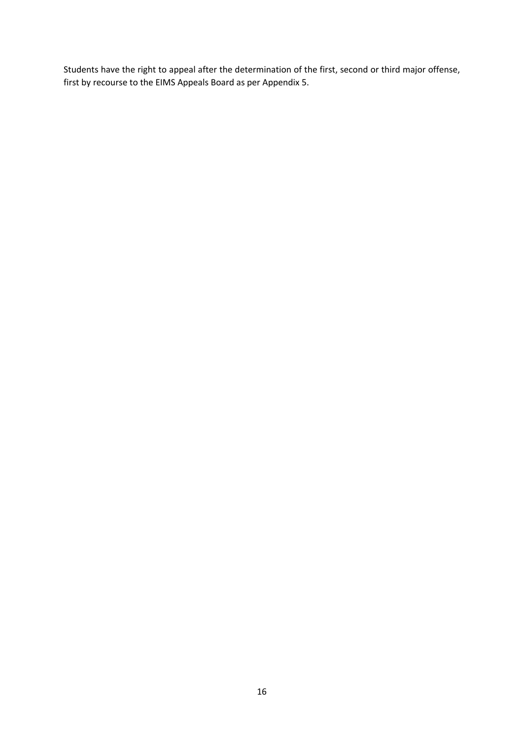Students have the right to appeal after the determination of the first, second or third major offense, first by recourse to the EIMS Appeals Board as per Appendix 5.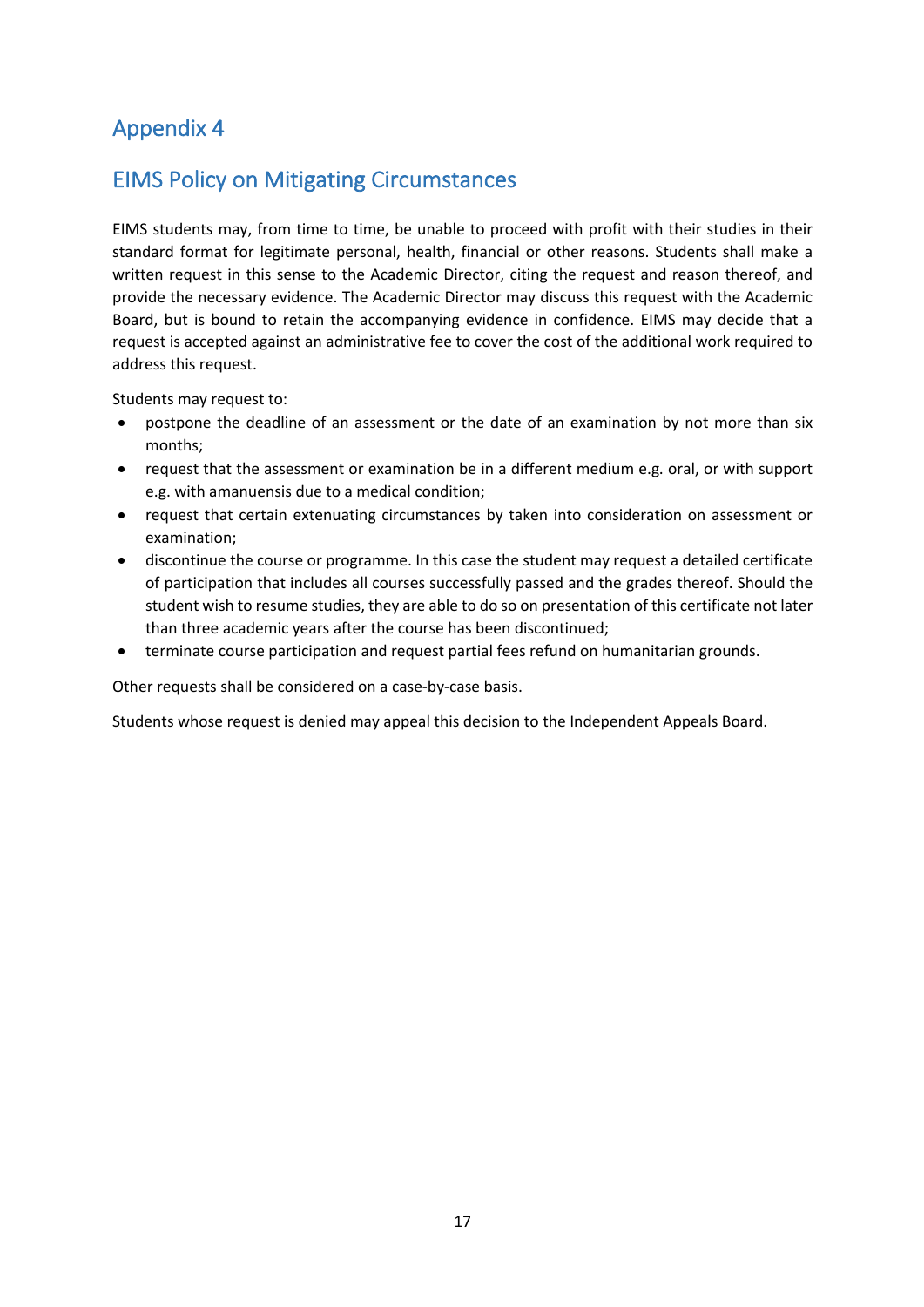# Appendix 4

## EIMS Policy on Mitigating Circumstances

EIMS students may, from time to time, be unable to proceed with profit with their studies in their standard format for legitimate personal, health, financial or other reasons. Students shall make a written request in this sense to the Academic Director, citing the request and reason thereof, and provide the necessary evidence. The Academic Director may discuss this request with the Academic Board, but is bound to retain the accompanying evidence in confidence. EIMS may decide that a request is accepted against an administrative fee to cover the cost of the additional work required to address this request.

Students may request to:

- postpone the deadline of an assessment or the date of an examination by not more than six months;
- request that the assessment or examination be in a different medium e.g. oral, or with support e.g. with amanuensis due to a medical condition;
- request that certain extenuating circumstances by taken into consideration on assessment or examination;
- discontinue the course or programme. In this case the student may request a detailed certificate of participation that includes all courses successfully passed and the grades thereof. Should the student wish to resume studies, they are able to do so on presentation of this certificate not later than three academic years after the course has been discontinued;
- terminate course participation and request partial fees refund on humanitarian grounds.

Other requests shall be considered on a case-by-case basis.

Students whose request is denied may appeal this decision to the Independent Appeals Board.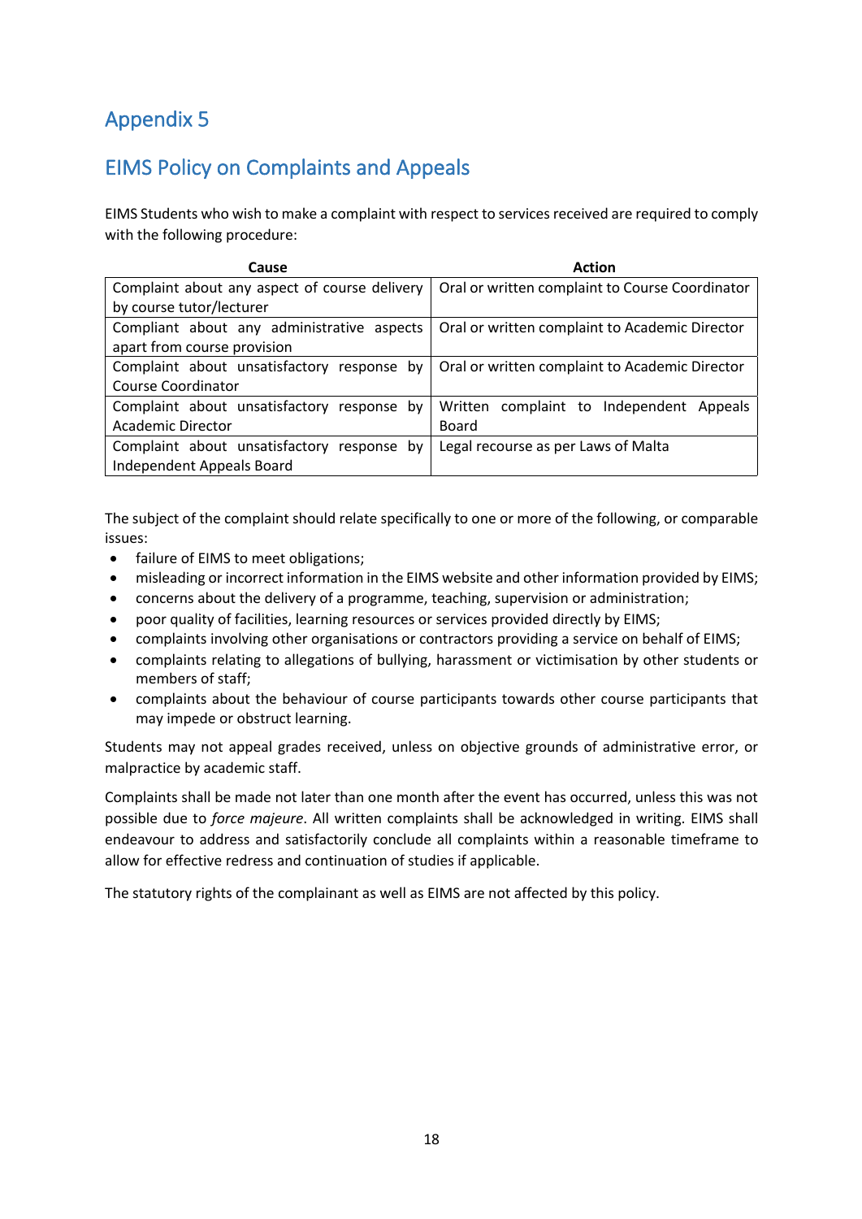# Appendix 5

## EIMS Policy on Complaints and Appeals

EIMS Students who wish to make a complaint with respect to services received are required to comply with the following procedure:

| Cause | Action |
| --- | --- |
| Complaint about any aspect of course delivery by course tutor/lecturer | Oral or written complaint to Course Coordinator |
| Compliant about any administrative aspects apart from course provision | Oral or written complaint to Academic Director |
| Complaint about unsatisfactory response by Course Coordinator | Oral or written complaint to Academic Director |
| Complaint about unsatisfactory response by Academic Director | Written complaint to Independent Appeals Board |
| Complaint about unsatisfactory response by Independent Appeals Board | Legal recourse as per Laws of Malta |

The subject of the complaint should relate specifically to one or more of the following, or comparable issues:

- failure of EIMS to meet obligations;
- misleading or incorrect information in the EIMS website and other information provided by EIMS;
- concerns about the delivery of a programme, teaching, supervision or administration;
- poor quality of facilities, learning resources or services provided directly by EIMS;
- complaints involving other organisations or contractors providing a service on behalf of EIMS;
- complaints relating to allegations of bullying, harassment or victimisation by other students or members of staff;
- complaints about the behaviour of course participants towards other course participants that may impede or obstruct learning.

Students may not appeal grades received, unless on objective grounds of administrative error, or malpractice by academic staff.

Complaints shall be made not later than one month after the event has occurred, unless this was not possible due to *force majeure*. All written complaints shall be acknowledged in writing. EIMS shall endeavour to address and satisfactorily conclude all complaints within a reasonable timeframe to allow for effective redress and continuation of studies if applicable.

The statutory rights of the complainant as well as EIMS are not affected by this policy.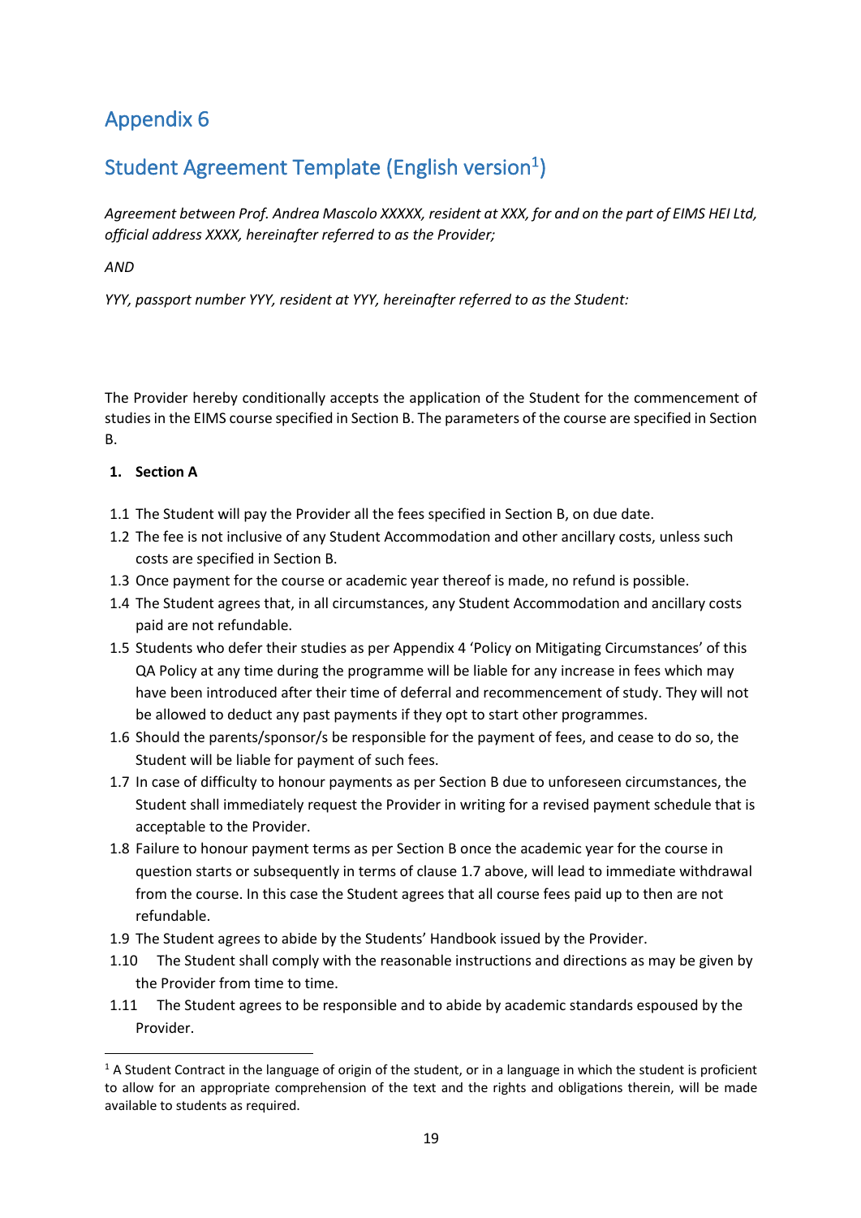## Appendix 6

## Student Agreement Template (English version[1])

*Agreement between Prof. Andrea Mascolo XXXXX, resident at XXX, for and on the part of EIMS HEI Ltd, official address XXXX, hereinafter referred to as the Provider;*

*AND*

*YYY, passport number YYY, resident at YYY, hereinafter referred to as the Student:*

The Provider hereby conditionally accepts the application of the Student for the commencement of studies in the EIMS course specified in Section B. The parameters of the course are specified in Section B.

**1. Section A**

1.1 The Student will pay the Provider all the fees specified in Section B, on due date.

1.2 The fee is not inclusive of any Student Accommodation and other ancillary costs, unless such costs are specified in Section B.

1.3 Once payment for the course or academic year thereof is made, no refund is possible.

1.4 The Student agrees that, in all circumstances, any Student Accommodation and ancillary costs paid are not refundable.

1.5 Students who defer their studies as per Appendix 4 'Policy on Mitigating Circumstances' of this QA Policy at any time during the programme will be liable for any increase in fees which may have been introduced after their time of deferral and recommencement of study. They will not be allowed to deduct any past payments if they opt to start other programmes.

1.6 Should the parents/sponsor/s be responsible for the payment of fees, and cease to do so, the Student will be liable for payment of such fees.

1.7 In case of difficulty to honour payments as per Section B due to unforeseen circumstances, the Student shall immediately request the Provider in writing for a revised payment schedule that is acceptable to the Provider.

1.8 Failure to honour payment terms as per Section B once the academic year for the course in question starts or subsequently in terms of clause 1.7 above, will lead to immediate withdrawal from the course. In this case the Student agrees that all course fees paid up to then are not refundable.

1.9 The Student agrees to abide by the Students' Handbook issued by the Provider.

1.10 The Student shall comply with the reasonable instructions and directions as may be given by the Provider from time to time.

1.11 The Student agrees to be responsible and to abide by academic standards espoused by the Provider.

[1] A Student Contract in the language of origin of the student, or in a language in which the student is proficient to allow for an appropriate comprehension of the text and the rights and obligations therein, will be made available to students as required.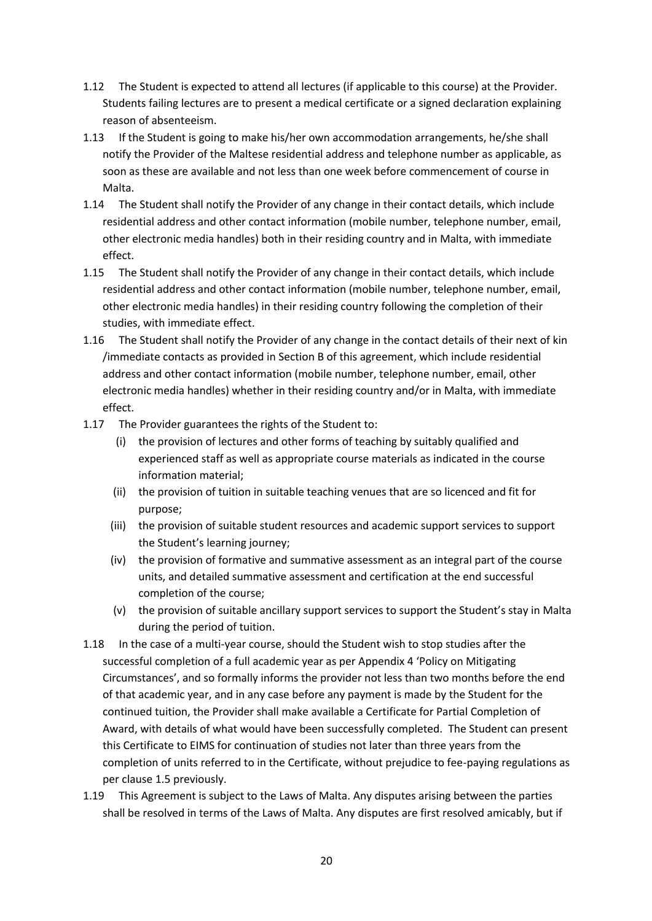1.12 The Student is expected to attend all lectures (if applicable to this course) at the Provider. Students failing lectures are to present a medical certificate or a signed declaration explaining reason of absenteeism.

1.13 If the Student is going to make his/her own accommodation arrangements, he/she shall notify the Provider of the Maltese residential address and telephone number as applicable, as soon as these are available and not less than one week before commencement of course in Malta.

1.14 The Student shall notify the Provider of any change in their contact details, which include residential address and other contact information (mobile number, telephone number, email, other electronic media handles) both in their residing country and in Malta, with immediate effect.

1.15 The Student shall notify the Provider of any change in their contact details, which include residential address and other contact information (mobile number, telephone number, email, other electronic media handles) in their residing country following the completion of their studies, with immediate effect.

1.16 The Student shall notify the Provider of any change in the contact details of their next of kin /immediate contacts as provided in Section B of this agreement, which include residential address and other contact information (mobile number, telephone number, email, other electronic media handles) whether in their residing country and/or in Malta, with immediate effect.

1.17 The Provider guarantees the rights of the Student to:

(i) the provision of lectures and other forms of teaching by suitably qualified and experienced staff as well as appropriate course materials as indicated in the course information material;

(ii) the provision of tuition in suitable teaching venues that are so licenced and fit for purpose;

(iii) the provision of suitable student resources and academic support services to support the Student's learning journey;

(iv) the provision of formative and summative assessment as an integral part of the course units, and detailed summative assessment and certification at the end successful completion of the course;

(v) the provision of suitable ancillary support services to support the Student's stay in Malta during the period of tuition.

1.18 In the case of a multi-year course, should the Student wish to stop studies after the successful completion of a full academic year as per Appendix 4 'Policy on Mitigating Circumstances', and so formally informs the provider not less than two months before the end of that academic year, and in any case before any payment is made by the Student for the continued tuition, the Provider shall make available a Certificate for Partial Completion of Award, with details of what would have been successfully completed. The Student can present this Certificate to EIMS for continuation of studies not later than three years from the completion of units referred to in the Certificate, without prejudice to fee-paying regulations as per clause 1.5 previously.

1.19 This Agreement is subject to the Laws of Malta. Any disputes arising between the parties shall be resolved in terms of the Laws of Malta. Any disputes are first resolved amicably, but if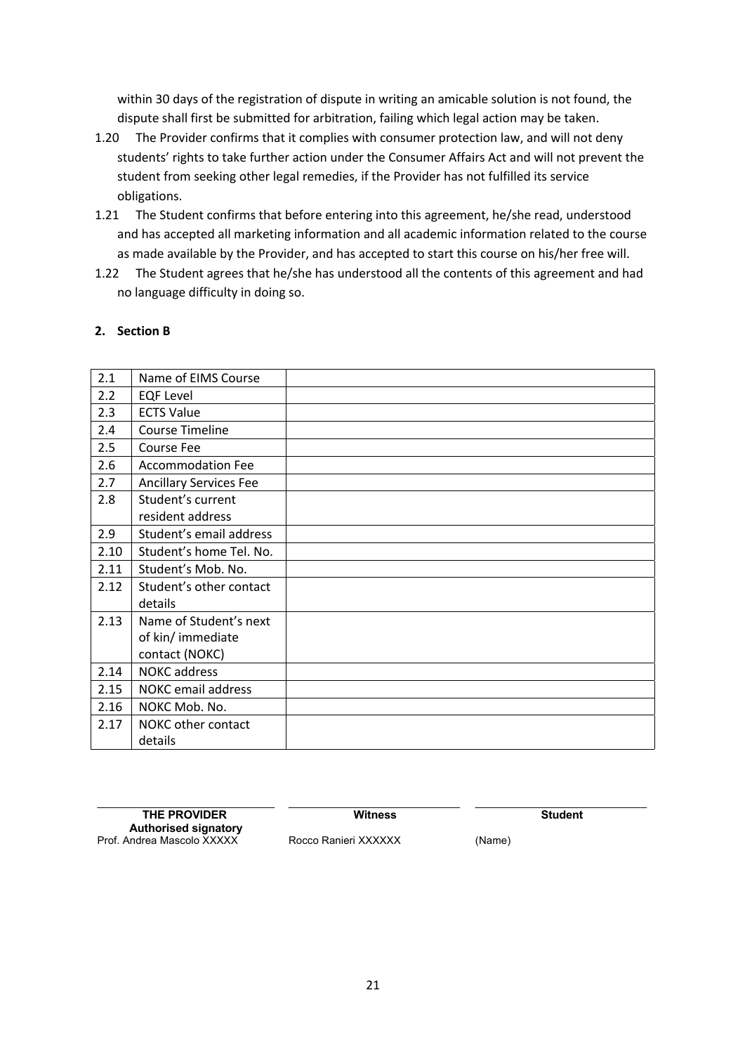within 30 days of the registration of dispute in writing an amicable solution is not found, the dispute shall first be submitted for arbitration, failing which legal action may be taken.

1.20 The Provider confirms that it complies with consumer protection law, and will not deny students' rights to take further action under the Consumer Affairs Act and will not prevent the student from seeking other legal remedies, if the Provider has not fulfilled its service obligations.

1.21 The Student confirms that before entering into this agreement, he/she read, understood and has accepted all marketing information and all academic information related to the course as made available by the Provider, and has accepted to start this course on his/her free will.

1.22 The Student agrees that he/she has understood all the contents of this agreement and had no language difficulty in doing so.

## 2. Section B

| | | |
|---|---|---|
| 2.1 | Name of EIMS Course | |
| 2.2 | EQF Level | |
| 2.3 | ECTS Value | |
| 2.4 | Course Timeline | |
| 2.5 | Course Fee | |
| 2.6 | Accommodation Fee | |
| 2.7 | Ancillary Services Fee | |
| 2.8 | Student's current resident address | |
| 2.9 | Student's email address | |
| 2.10 | Student's home Tel. No. | |
| 2.11 | Student's Mob. No. | |
| 2.12 | Student's other contact details | |
| 2.13 | Name of Student's next of kin/ immediate contact (NOKC) | |
| 2.14 | NOKC address | |
| 2.15 | NOKC email address | |
| 2.16 | NOKC Mob. No. | |
| 2.17 | NOKC other contact details | |

| **THE PROVIDER**<br>**Authorised signatory** | **Witness** | **Student** |
|---|---|---|
| Prof. Andrea Mascolo XXXXX | Rocco Ranieri XXXXXX | (Name) |